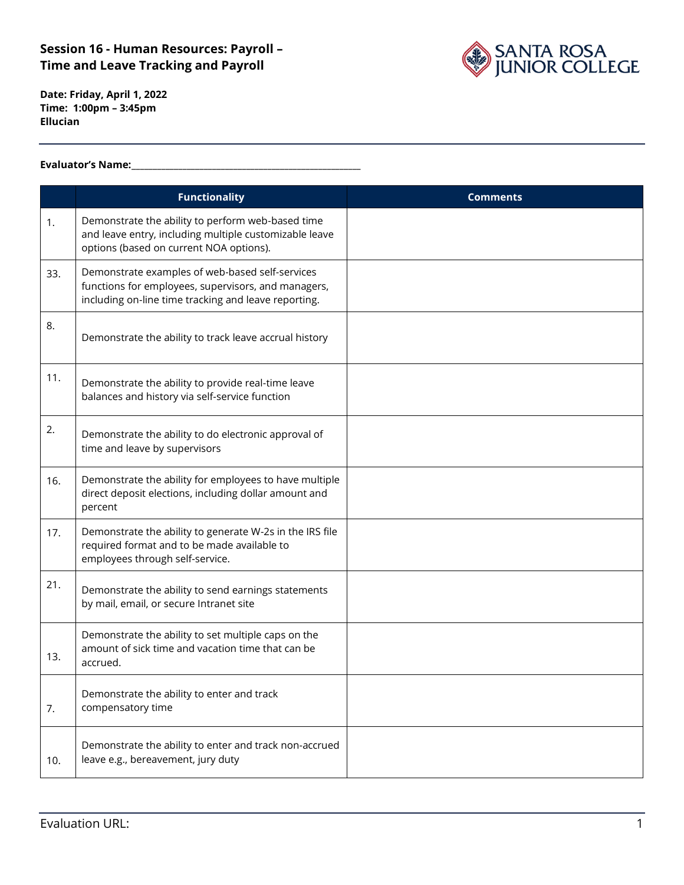## Session 16 - Human Resources: Payroll – Time and Leave Tracking and Payroll

**Date: Friday, April 1, 2022**
**Time: 1:00pm – 3:45pm**
**Ellucian**

**Evaluator's Name:**___________________________________________

| | Functionality | Comments |
|---|---|---|
| 1. | Demonstrate the ability to perform web-based time and leave entry, including multiple customizable leave options (based on current NOA options). | |
| 33. | Demonstrate examples of web-based self-services functions for employees, supervisors, and managers, including on-line time tracking and leave reporting. | |
| 8. | Demonstrate the ability to track leave accrual history | |
| 11. | Demonstrate the ability to provide real-time leave balances and history via self-service function | |
| 2. | Demonstrate the ability to do electronic approval of time and leave by supervisors | |
| 16. | Demonstrate the ability for employees to have multiple direct deposit elections, including dollar amount and percent | |
| 17. | Demonstrate the ability to generate W-2s in the IRS file required format and to be made available to employees through self-service. | |
| 21. | Demonstrate the ability to send earnings statements by mail, email, or secure Intranet site | |
| 13. | Demonstrate the ability to set multiple caps on the amount of sick time and vacation time that can be accrued. | |
| 7. | Demonstrate the ability to enter and track compensatory time | |
| 10. | Demonstrate the ability to enter and track non-accrued leave e.g., bereavement, jury duty | |

Evaluation URL: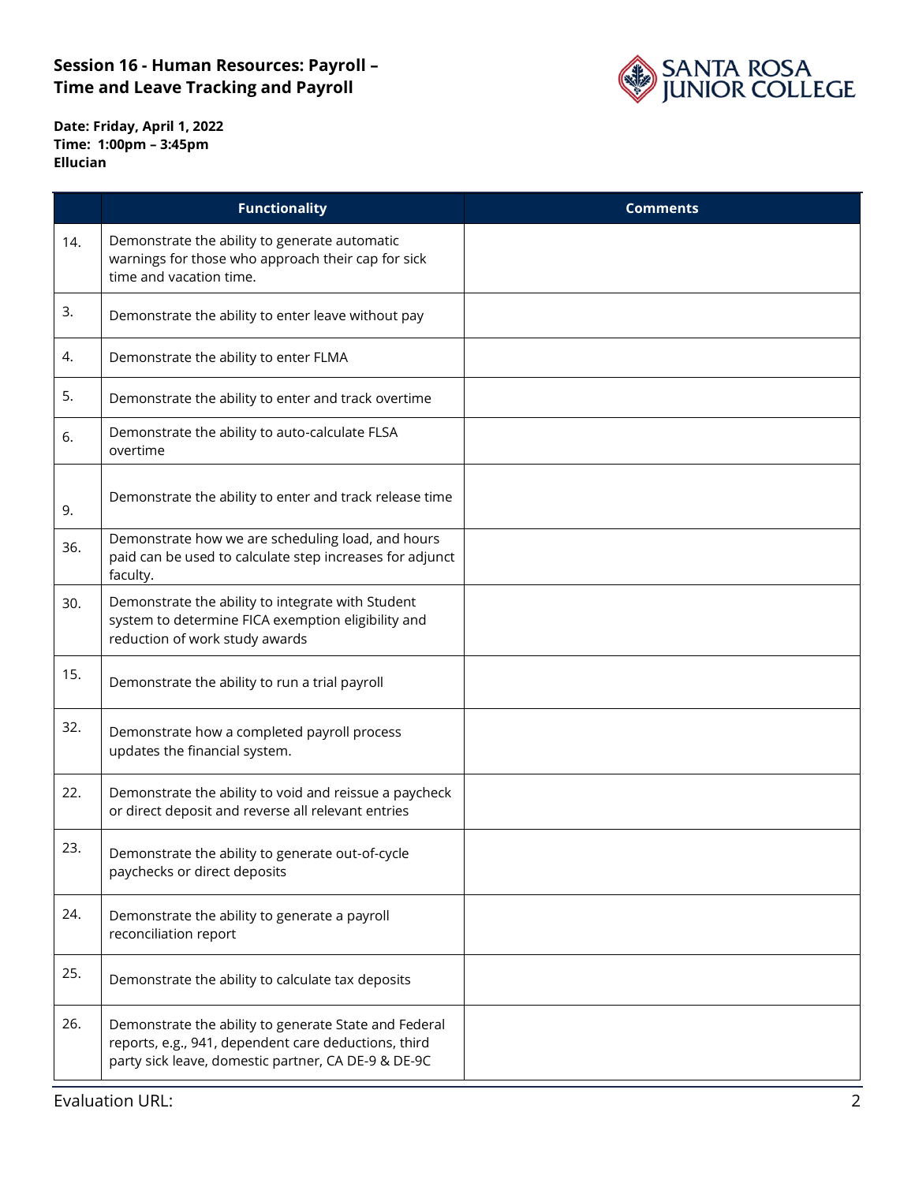**Session 16 - Human Resources: Payroll – Time and Leave Tracking and Payroll**

**Date: Friday, April 1, 2022**
**Time: 1:00pm – 3:45pm**
**Ellucian**

| | Functionality | Comments |
|---|---|---|
| 14. | Demonstrate the ability to generate automatic warnings for those who approach their cap for sick time and vacation time. | |
| 3. | Demonstrate the ability to enter leave without pay | |
| 4. | Demonstrate the ability to enter FLMA | |
| 5. | Demonstrate the ability to enter and track overtime | |
| 6. | Demonstrate the ability to auto-calculate FLSA overtime | |
| 9. | Demonstrate the ability to enter and track release time | |
| 36. | Demonstrate how we are scheduling load, and hours paid can be used to calculate step increases for adjunct faculty. | |
| 30. | Demonstrate the ability to integrate with Student system to determine FICA exemption eligibility and reduction of work study awards | |
| 15. | Demonstrate the ability to run a trial payroll | |
| 32. | Demonstrate how a completed payroll process updates the financial system. | |
| 22. | Demonstrate the ability to void and reissue a paycheck or direct deposit and reverse all relevant entries | |
| 23. | Demonstrate the ability to generate out-of-cycle paychecks or direct deposits | |
| 24. | Demonstrate the ability to generate a payroll reconciliation report | |
| 25. | Demonstrate the ability to calculate tax deposits | |
| 26. | Demonstrate the ability to generate State and Federal reports, e.g., 941, dependent care deductions, third party sick leave, domestic partner, CA DE-9 & DE-9C | |

Evaluation URL: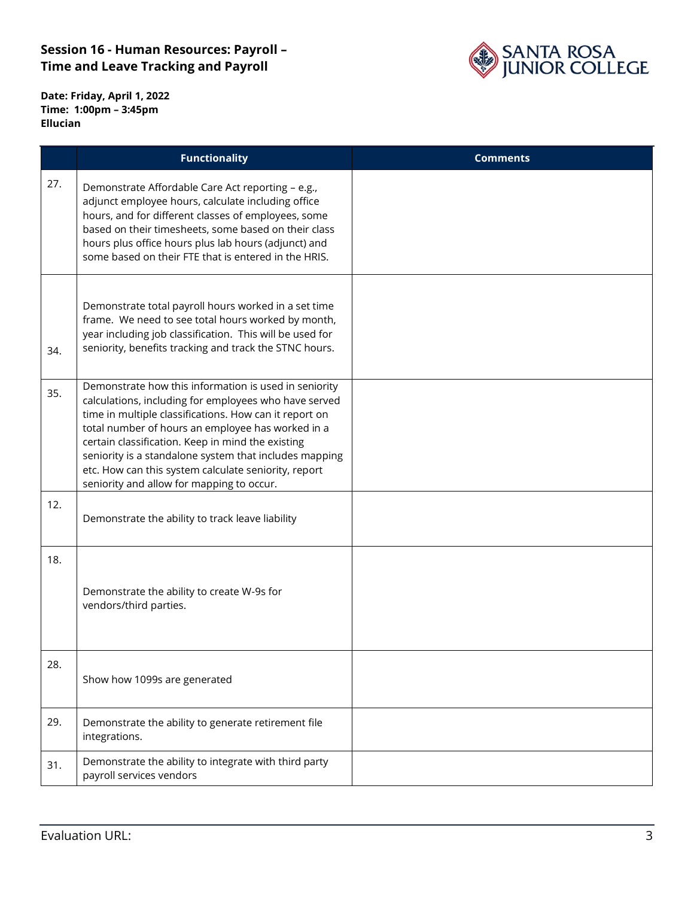## Session 16 - Human Resources: Payroll – Time and Leave Tracking and Payroll

**Date: Friday, April 1, 2022**
**Time: 1:00pm – 3:45pm**
**Ellucian**

| | Functionality | Comments |
|---|---|---|
| 27. | Demonstrate Affordable Care Act reporting – e.g., adjunct employee hours, calculate including office hours, and for different classes of employees, some based on their timesheets, some based on their class hours plus office hours plus lab hours (adjunct) and some based on their FTE that is entered in the HRIS. | |
| 34. | Demonstrate total payroll hours worked in a set time frame. We need to see total hours worked by month, year including job classification. This will be used for seniority, benefits tracking and track the STNC hours. | |
| 35. | Demonstrate how this information is used in seniority calculations, including for employees who have served time in multiple classifications. How can it report on total number of hours an employee has worked in a certain classification. Keep in mind the existing seniority is a standalone system that includes mapping etc. How can this system calculate seniority, report seniority and allow for mapping to occur. | |
| 12. | Demonstrate the ability to track leave liability | |
| 18. | Demonstrate the ability to create W-9s for vendors/third parties. | |
| 28. | Show how 1099s are generated | |
| 29. | Demonstrate the ability to generate retirement file integrations. | |
| 31. | Demonstrate the ability to integrate with third party payroll services vendors | |

Evaluation URL: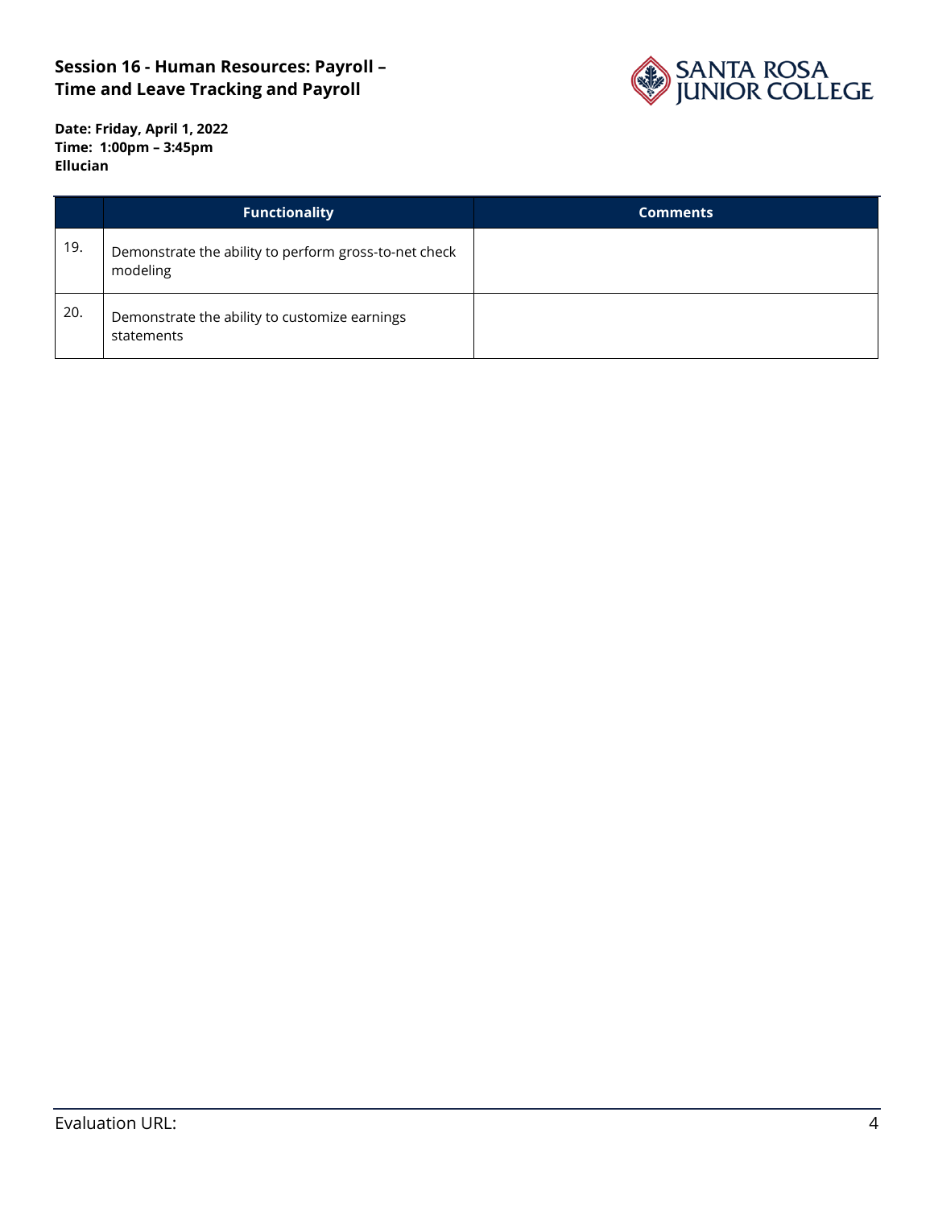**Session 16 - Human Resources: Payroll – Time and Leave Tracking and Payroll**

**Date: Friday, April 1, 2022**
**Time: 1:00pm – 3:45pm**
**Ellucian**

| | Functionality | Comments |
|---|---|---|
| 19. | Demonstrate the ability to perform gross-to-net check modeling | |
| 20. | Demonstrate the ability to customize earnings statements | |

Evaluation URL: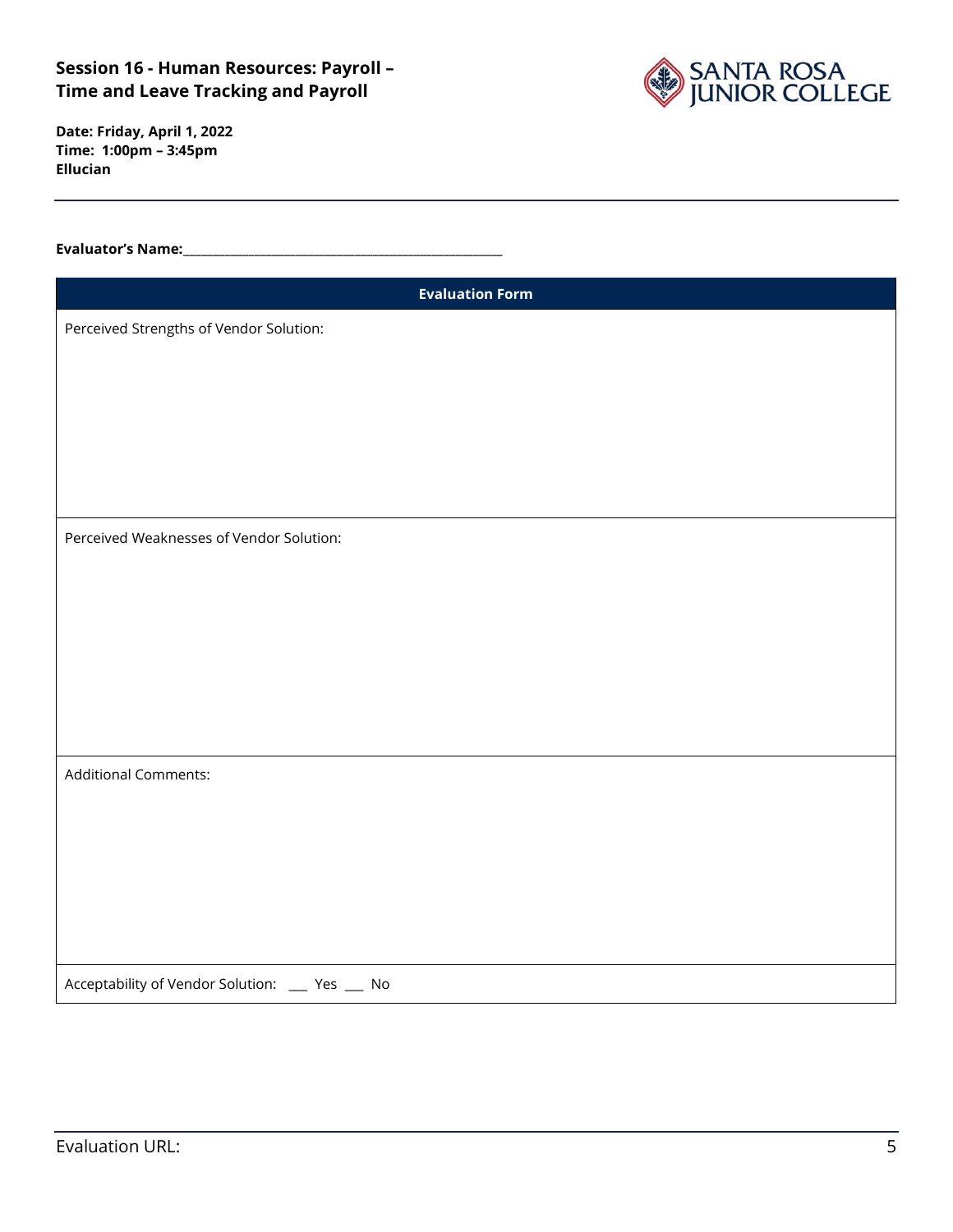**Session 16 - Human Resources: Payroll – Time and Leave Tracking and Payroll**

**Date: Friday, April 1, 2022**
**Time: 1:00pm – 3:45pm**
**Ellucian**

---

**Evaluator's Name:**\_\_\_\_\_\_\_\_\_\_\_\_\_\_\_\_\_\_\_\_\_\_\_\_\_\_\_\_\_\_\_\_\_\_\_\_\_\_\_\_\_\_\_\_\_\_\_\_

| **Evaluation Form** |
|---|
| Perceived Strengths of Vendor Solution: |
| Perceived Weaknesses of Vendor Solution: |
| Additional Comments: |
| Acceptability of Vendor Solution: \_\_\_ Yes \_\_\_ No |

Evaluation URL: